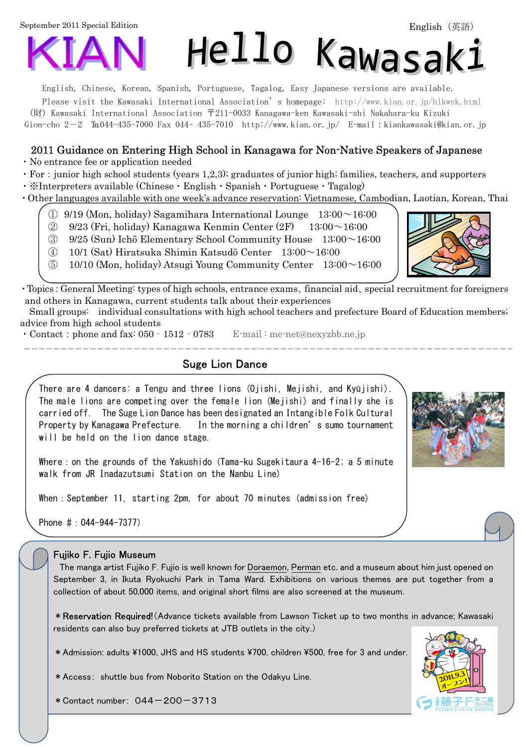September 2011 Special Edition

English（英語）

# KIAN Hello Kawasaki

English, Chinese, Korean, Spanish, Portuguese, Tagalog, Easy Japanese versions are available.

Please visit the Kawasaki International Association' s homepage: http://www.kian.or.jp/hlkwsk.html

(財) Kawasaki International Association 〒211-0033 Kanagawa-ken Kawasaki-shi Nakahara-ku Kizuki Gion-cho 2－2 ℡044-435-7000 Fax 044- 435-7010 http://www.kian.or.jp/ E-mail : kiankawasaki@kian.or.jp

## 2011 Guidance on Entering High School in Kanagawa for Non-Native Speakers of Japanese

- No entrance fee or application needed
- For : junior high school students (years 1,2,3); graduates of junior high; families, teachers, and supporters
- ※Interpreters available (Chinese・English・Spanish・Portuguese・Tagalog)
- Other languages available with one week's advance reservation: Vietnamese, Cambodian, Laotian, Korean, Thai

① 9/19 (Mon, holiday) Sagamihara International Lounge 13:00～16:00
② 9/23 (Fri, holiday) Kanagawa Kenmin Center (2F) 13:00～16:00
③ 9/25 (Sun) Ichō Elementary School Community House 13:00～16:00
④ 10/1 (Sat) Hiratsuka Shimin Katsudō Center 13:00～16:00
⑤ 10/10 (Mon, holiday) Atsugi Young Community Center 13:00～16:00

- Topics : General Meeting: types of high schools, entrance exams、financial aid、special recruitment for foreigners and others in Kanagawa, current students talk about their experiences

  Small groups: individual consultations with high school teachers and prefecture Board of Education members; advice from high school students
- Contact : phone and fax: 050‐1512‐0783 E-mail : me-net@nexyzbb.ne.jp

---

## Suge Lion Dance

There are 4 dancers: a Tengu and three lions (Ojishi, Mejishi, and Kyūjishi). The male lions are competing over the female lion (Mejishi) and finally she is carried off. The Suge Lion Dance has been designated an Intangible Folk Cultural Property by Kanagawa Prefecture. In the morning a children' s sumo tournament will be held on the lion dance stage.

Where : on the grounds of the Yakushido (Tama-ku Sugekitaura 4-16-2; a 5 minute walk from JR Inadazutsumi Station on the Nanbu Line)

When : September 11, starting 2pm, for about 70 minutes (admission free)

Phone # : 044-944-7377)

## Fujiko F. Fujio Museum

The manga artist Fujiko F. Fujio is well known for Doraemon, Perman etc. and a museum about him just opened on September 3, in Ikuta Ryokuchi Park in Tama Ward. Exhibitions on various themes are put together from a collection of about 50,000 items, and original short films are also screened at the museum.

＊**Reservation Required!**(Advance tickets available from Lawson Ticket up to two months in advance; Kawasaki residents can also buy preferred tickets at JTB outlets in the city.)

＊Admission: adults ¥1000, JHS and HS students ¥700, children ¥500, free for 3 and under.

＊Access: shuttle bus from Noborito Station on the Odakyu Line.

＊Contact number: 044－200－3713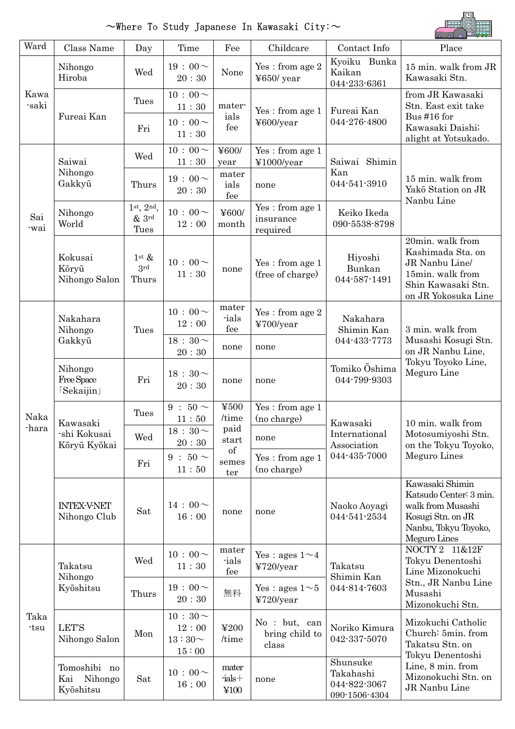# ～Where To Study Japanese In Kawasaki City:～

| Ward | Class Name | Day | Time | Fee | Childcare | Contact Info | Place |
|---|---|---|---|---|---|---|---|
| Kawa-saki | Nihongo Hiroba | Wed | 19：00～20：30 | None | Yes：from age 2 ¥650/ year | Kyoiku Bunka Kaikan 044-233-6361 | 15 min. walk from JR Kawasaki Stn. |
| | Fureai Kan | Tues | 10：00～11：30 | mater-ials fee | Yes：from age 1 ¥600/year | Fureai Kan 044-276-4800 | from JR Kawasaki Stn. East exit take Bus #16 for Kawasaki Daishi; alight at Yotsukado. |
| | | Fri | 10：00～11：30 | | | | |
| Sai-wai | Saiwai Nihongo Gakkyū | Wed | 10：00～11：30 | ¥600/ year | Yes：from age 1 ¥1000/year | Saiwai Shimin Kan 044-541-3910 | 15 min. walk from Yakō Station on JR Nanbu Line |
| | | Thurs | 19：00～20：30 | mater ials fee | none | | |
| | Nihongo World | 1st, 2nd, & 3rd Tues | 10：00～12：00 | ¥600/ month | Yes：from age 1 insurance required | Keiko Ikeda 090-5538-8798 | |
| | Kokusai Kōryū Nihongo Salon | 1st & 3rd Thurs | 10：00～11：30 | none | Yes：from age 1 (free of charge) | Hiyoshi Bunkan 044-587-1491 | 20min. walk from Kashimada Sta. on JR Nanbu Line/ 15min. walk from Shin Kawasaki Stn. on JR Yokosuka Line |
| Naka-hara | Nakahara Nihongo Gakkyū | Tues | 10：00～12：00 | mater-ials fee | Yes：from age 2 ¥700/year | Nakahara Shimin Kan 044-433-7773 | 3 min. walk from Musashi Kosugi Stn. on JR Nanbu Line, Tokyu Toyoko Line, Meguro Line |
| | | | 18：30～20：30 | none | none | | |
| | Nihongo Free Space「Sekaijin」 | Fri | 18：30～20：30 | none | none | Tomiko Ōshima 044-799-9303 | |
| | Kawasaki-shi Kokusai Kōryū Kyōkai | Tues | 9：50～11：50 | ¥500 /time paid start of semester | Yes：from age 1 (no charge) | Kawasaki International Association 044-435-7000 | 10 min. walk from Motosumiyoshi Stn. on the Tokyu Toyoko, Meguro Lines |
| | | Wed | 18：30～20：30 | | none | | |
| | | Fri | 9：50～11：50 | | Yes：from age 1 (no charge) | | |
| | INTEX-V-NET Nihongo Club | Sat | 14：00～16：00 | none | none | Naoko Aoyagi 044-541-2534 | Kawasaki Shimin Katsudo Center: 3 min. walk from Musashi Kosugi Stn. on JR Nanbu, Tokyu Toyoko, Meguro Lines |
| Taka-tsu | Takatsu Nihongo Kyōshitsu | Wed | 10：00～11：30 | mater-ials fee | Yes：ages 1～4 ¥720/year | Takatsu Shimin Kan 044-814-7603 | NOCTY 2 11&12F Tokyu Denentoshi Line Mizonokuchi Stn., JR Nanbu Line Musashi Mizonokuchi Stn. |
| | | Thurs | 19：00～20：30 | 無料 | Yes：ages 1～5 ¥720/year | | |
| | LET'S Nihongo Salon | Mon | 10：30～12：00 13：30～15：00 | ¥200 /time | No：but, can bring child to class | Noriko Kimura 042-337-5070 | Mizokuchi Catholic Church: 5min. from Takatsu Stn. on Tokyu Denentoshi Line, 8 min. from Mizonokuchi Stn. on JR Nanbu Line |
| | Tomoshibi no Kai Nihongo Kyōshitsu | Sat | 10：00～16；00 | mater-ials＋¥100 | none | Shunsuke Takahashi 044-822-3067 090-1506-4304 | |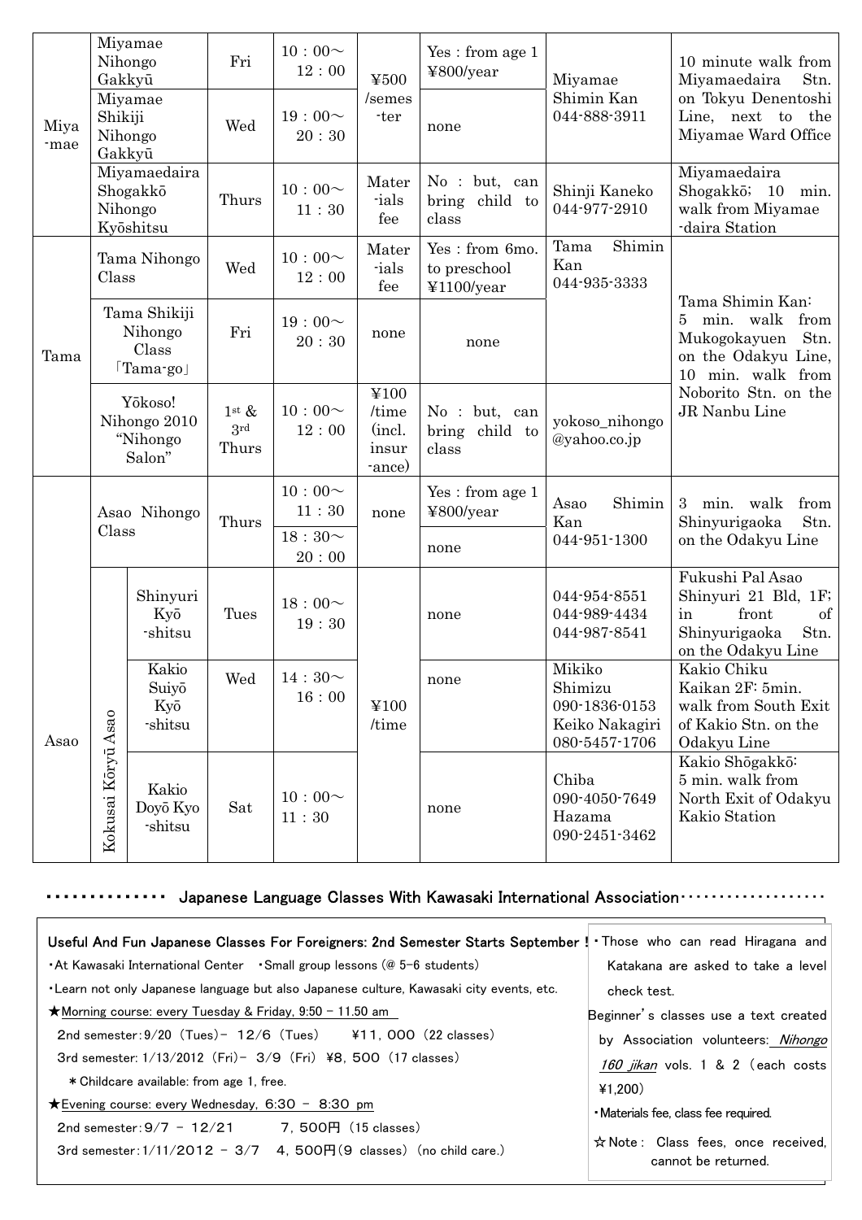| | | | | | | | |
|---|---|---|---|---|---|---|---|
| Miya-mae | Miyamae Nihongo Gakkyū | Fri | 10：00～12：00 | ¥500 /semes-ter | Yes：from age 1 ¥800/year | Miyamae Shimin Kan 044-888-3911 | 10 minute walk from Miyamaedaira Stn. on Tokyu Denentoshi Line, next to the Miyamae Ward Office |
| | Miyamae Shikiji Nihongo Gakkyū | Wed | 19：00～20：30 | | none | | |
| | Miyamaedaira Shogakkō Nihongo Kyōshitsu | Thurs | 10：00～11：30 | Mater-ials fee | No：but, can bring child to class | Shinji Kaneko 044-977-2910 | Miyamaedaira Shogakkō; 10 min. walk from Miyamae-daira Station |
| Tama | Tama Nihongo Class | Wed | 10：00～12：00 | Mater-ials fee | Yes：from 6mo. to preschool ¥1100/year | Tama Shimin Kan 044-935-3333 | Tama Shimin Kan: 5 min. walk from Mukogokayuen Stn. on the Odakyu Line, 10 min. walk from Noborito Stn. on the JR Nanbu Line |
| | Tama Shikiji Nihongo Class「Tama-go」 | Fri | 19：00～20：30 | none | none | | |
| | Yōkoso! Nihongo 2010 "Nihongo Salon" | 1st & 3rd Thurs | 10：00～12：00 | ¥100 /time (incl. insur-ance) | No：but, can bring child to class | yokoso_nihongo@yahoo.co.jp | |
| Asao | Asao Nihongo Class | Thurs | 10：00～11：30 | none | Yes：from age 1 ¥800/year | Asao Shimin Kan 044-951-1300 | 3 min. walk from Shinyurigaoka Stn. on the Odakyu Line |
| | | | 18：30～20：00 | | none | | |
| | Kokusai Kōryū Asao: Shinyuri Kyō-shitsu | Tues | 18：00～19：30 | ¥100 /time | none | 044-954-8551 044-989-4434 044-987-8541 | Fukushi Pal Asao Shinyuri 21 Bld, 1F; in front of Shinyurigaoka Stn. on the Odakyu Line |
| | Kokusai Kōryū Asao: Kakio Suiyō Kyō-shitsu | Wed | 14：30～16：00 | | none | Mikiko Shimizu 090-1836-0153 Keiko Nakagiri 080-5457-1706 | Kakio Chiku Kaikan 2F: 5min. walk from South Exit of Kakio Stn. on the Odakyu Line |
| | Kokusai Kōryū Asao: Kakio Doyō Kyo-shitsu | Sat | 10：00～11：30 | | none | Chiba 090-4050-7649 Hazama 090-2451-3462 | Kakio Shōgakkō: 5 min. walk from North Exit of Odakyu Kakio Station |

## Japanese Language Classes With Kawasaki International Association

**Useful And Fun Japanese Classes For Foreigners: 2nd Semester Starts September !**

- At Kawasaki International Center
- Small group lessons (@ 5-6 students)
- Learn not only Japanese language but also Japanese culture, Kawasaki city events, etc.

★Morning course: every Tuesday & Friday, 9:50 – 11.50 am

2nd semester: 9/20 (Tues)– 12/6 (Tues)　¥11,000 (22 classes)

3rd semester: 1/13/2012 (Fri)– 3/9 (Fri) ¥8,500 (17 classes)

＊Childcare available: from age 1, free.

★Evening course: every Wednesday, 6:30 – 8:30 pm

2nd semester: 9/7 – 12/21　7,500円 (15 classes)

3rd semester: 1/11/2012 – 3/7　4,500円 (9 classes) (no child care.)

- Those who can read Hiragana and Katakana are asked to take a level check test.

Beginner's classes use a text created by Association volunteers: *Nihongo 160 jikan* vols. 1 & 2 (each costs ¥1,200)

- Materials fee, class fee required.

☆Note: Class fees, once received, cannot be returned.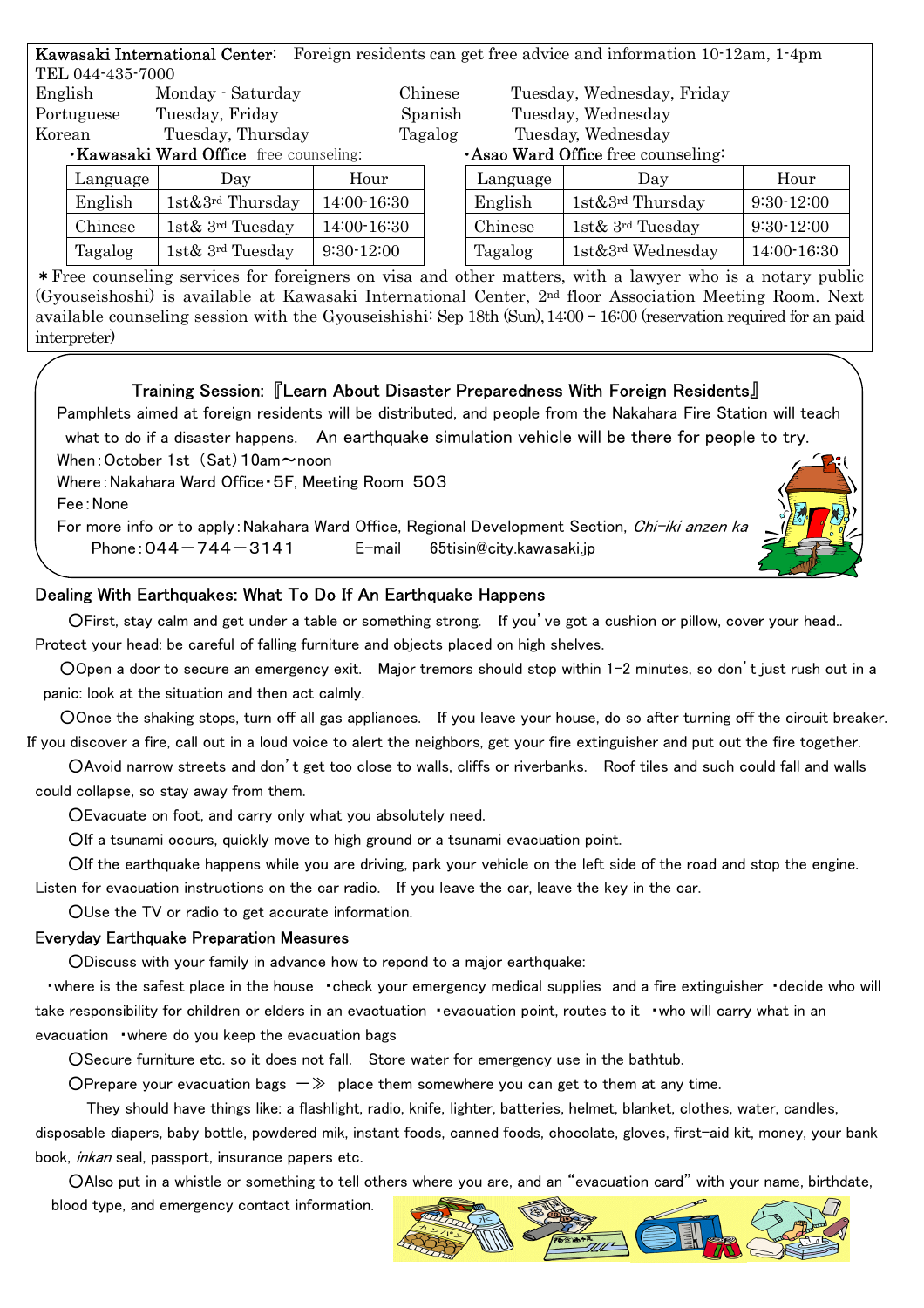**Kawasaki International Center**: Foreign residents can get free advice and information 10-12am, 1-4pm
TEL 044-435-7000

| | | | |
|---|---|---|---|
| English | Monday - Saturday | Chinese | Tuesday, Wednesday, Friday |
| Portuguese | Tuesday, Friday | Spanish | Tuesday, Wednesday |
| Korean | Tuesday, Thursday | Tagalog | Tuesday, Wednesday |

・**Kawasaki Ward Office** free counseling:

| Language | Day | Hour |
|---|---|---|
| English | 1st&3rd Thursday | 14:00-16:30 |
| Chinese | 1st& 3rd Tuesday | 14:00-16:30 |
| Tagalog | 1st& 3rd Tuesday | 9:30-12:00 |

・**Asao Ward Office** free counseling:

| Language | Day | Hour |
|---|---|---|
| English | 1st&3rd Thursday | 9:30-12:00 |
| Chinese | 1st& 3rd Tuesday | 9:30-12:00 |
| Tagalog | 1st&3rd Wednesday | 14:00-16:30 |

＊Free counseling services for foreigners on visa and other matters, with a lawyer who is a notary public (Gyouseishoshi) is available at Kawasaki International Center, 2nd floor Association Meeting Room. Next available counseling session with the Gyouseishishi: Sep 18th (Sun), 14:00 – 16:00 (reservation required for an paid interpreter)

## Training Session:『Learn About Disaster Preparedness With Foreign Residents』

Pamphlets aimed at foreign residents will be distributed, and people from the Nakahara Fire Station will teach what to do if a disaster happens. An earthquake simulation vehicle will be there for people to try.

When: October 1st (Sat) 10am～noon
Where: Nakahara Ward Office・5F, Meeting Room 503
Fee: None
For more info or to apply: Nakahara Ward Office, Regional Development Section, *Chi-iki anzen ka*
Phone: 044－744－3141　　E-mail　65tisin@city.kawasaki.jp

## Dealing With Earthquakes: What To Do If An Earthquake Happens

○First, stay calm and get under a table or something strong. If you've got a cushion or pillow, cover your head.. Protect your head: be careful of falling furniture and objects placed on high shelves.

○Open a door to secure an emergency exit. Major tremors should stop within 1–2 minutes, so don't just rush out in a panic: look at the situation and then act calmly.

○Once the shaking stops, turn off all gas appliances. If you leave your house, do so after turning off the circuit breaker. If you discover a fire, call out in a loud voice to alert the neighbors, get your fire extinguisher and put out the fire together.

○Avoid narrow streets and don't get too close to walls, cliffs or riverbanks. Roof tiles and such could fall and walls could collapse, so stay away from them.

○Evacuate on foot, and carry only what you absolutely need.

○If a tsunami occurs, quickly move to high ground or a tsunami evacuation point.

○If the earthquake happens while you are driving, park your vehicle on the left side of the road and stop the engine. Listen for evacuation instructions on the car radio. If you leave the car, leave the key in the car.

○Use the TV or radio to get accurate information.

### Everyday Earthquake Preparation Measures

○Discuss with your family in advance how to repond to a major earthquake:

・where is the safest place in the house ・check your emergency medical supplies and a fire extinguisher ・decide who will take responsibility for children or elders in an evactuation ・evacuation point, routes to it ・who will carry what in an evacuation ・where do you keep the evacuation bags

○Secure furniture etc. so it does not fall. Store water for emergency use in the bathtub.

○Prepare your evacuation bags －≫ place them somewhere you can get to them at any time.

They should have things like: a flashlight, radio, knife, lighter, batteries, helmet, blanket, clothes, water, candles, disposable diapers, baby bottle, powdered mik, instant foods, canned foods, chocolate, gloves, first-aid kit, money, your bank book, *inkan* seal, passport, insurance papers etc.

○Also put in a whistle or something to tell others where you are, and an "evacuation card" with your name, birthdate, blood type, and emergency contact information.